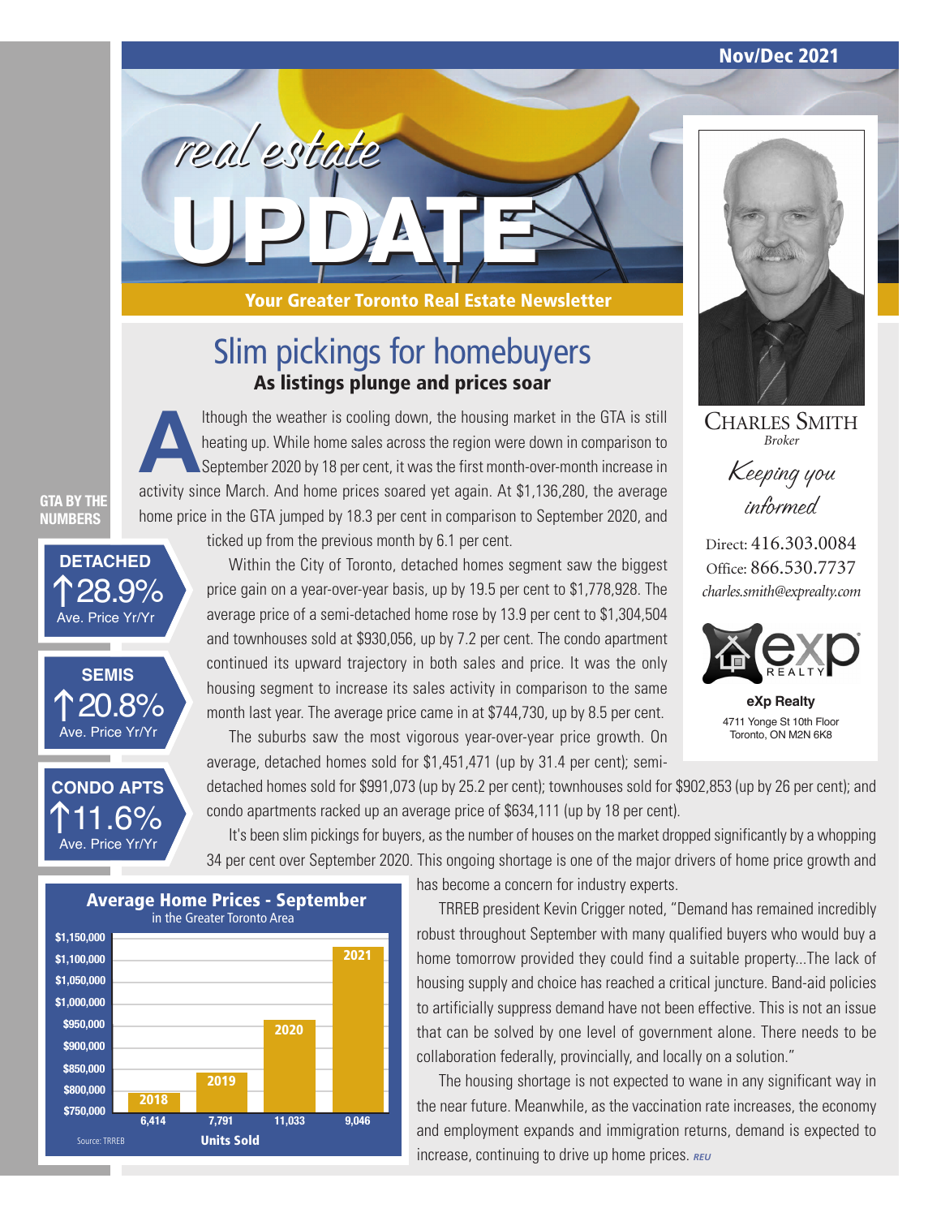Nov/Dec 2021

# real estate UPDATE

**Your Greater Toronto Real Estate Newsletter**

## Slim pickings for homebuyers

### As listings plunge and prices soar

Although the weather is cooling down, the housing market in the GTA is still heating up. While home sales across the region were down in comparison to September 2020 by 18 per cent, it was the first month-over-month increase in activity since March. And home prices soared yet again. At $1,136,280, the average home price in the GTA jumped by 18.3 per cent in comparison to September 2020, and ticked up from the previous month by 6.1 per cent.

Within the City of Toronto, detached homes segment saw the biggest price gain on a year-over-year basis, up by 19.5 per cent to $1,778,928. The average price of a semi-detached home rose by 13.9 per cent to $1,304,504 and townhouses sold at $930,056, up by 7.2 per cent. The condo apartment continued its upward trajectory in both sales and price. It was the only housing segment to increase its sales activity in comparison to the same month last year. The average price came in at $744,730, up by 8.5 per cent.

The suburbs saw the most vigorous year-over-year price growth. On average, detached homes sold for $1,451,471 (up by 31.4 per cent); semi-detached homes sold for $991,073 (up by 25.2 per cent); townhouses sold for $902,853 (up by 26 per cent); and condo apartments racked up an average price of $634,111 (up by 18 per cent).

It's been slim pickings for buyers, as the number of houses on the market dropped significantly by a whopping 34 per cent over September 2020. This ongoing shortage is one of the major drivers of home price growth and has become a concern for industry experts.

TRREB president Kevin Crigger noted, "Demand has remained incredibly robust throughout September with many qualified buyers who would buy a home tomorrow provided they could find a suitable property...The lack of housing supply and choice has reached a critical juncture. Band-aid policies to artificially suppress demand have not been effective. This is not an issue that can be solved by one level of government alone. There needs to be collaboration federally, provincially, and locally on a solution."

The housing shortage is not expected to wane in any significant way in the near future. Meanwhile, as the vaccination rate increases, the economy and employment expands and immigration returns, demand is expected to increase, continuing to drive up home prices. REU

**GTA BY THE NUMBERS**

**DETACHED** ↑28.9% Ave. Price Yr/Yr

**SEMIS** ↑20.8% Ave. Price Yr/Yr

**CONDO APTS** ↑11.6% Ave. Price Yr/Yr

**Average Home Prices - September**
in the Greater Toronto Area

| Year | Units Sold |
|---|---|
| 2018 | 6,414 |
| 2019 | 7,791 |
| 2020 | 11,033 |
| 2021 | 9,046 |

Source: TRREB

**CHARLES SMITH**
*Broker*

*Keeping you informed*

Direct: 416.303.0084
Office: 866.530.7737
*charles.smith@exprealty.com*

**eXp Realty**
4711 Yonge St 10th Floor
Toronto, ON M2N 6K8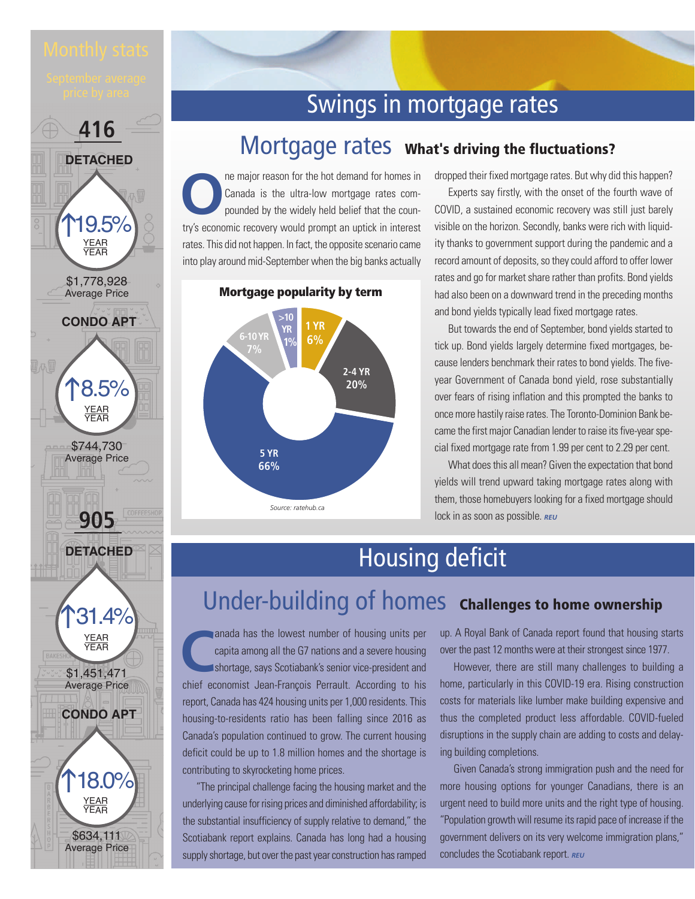## Monthly stats

September average price by area

### 416

**DETACHED**

↑19.5% YEAR/YEAR

$1,778,928 Average Price

**CONDO APT**

↑8.5% YEAR/YEAR

$744,730 Average Price

### 905

**DETACHED**

↑31.4% YEAR/YEAR

$1,451,471 Average Price

**CONDO APT**

↑18.0% YEAR/YEAR

$634,111 Average Price

# Swings in mortgage rates

## Mortgage rates **What's driving the fluctuations?**

One major reason for the hot demand for homes in Canada is the ultra-low mortgage rates compounded by the widely held belief that the country's economic recovery would prompt an uptick in interest rates. This did not happen. In fact, the opposite scenario came into play around mid-September when the big banks actually dropped their fixed mortgage rates. But why did this happen?

Experts say firstly, with the onset of the fourth wave of COVID, a sustained economic recovery was still just barely visible on the horizon. Secondly, banks were rich with liquidity thanks to government support during the pandemic and a record amount of deposits, so they could afford to offer lower rates and go for market share rather than profits. Bond yields had also been on a downward trend in the preceding months and bond yields typically lead fixed mortgage rates.

But towards the end of September, bond yields started to tick up. Bond yields largely determine fixed mortgages, because lenders benchmark their rates to bond yields. The five-year Government of Canada bond yield, rose substantially over fears of rising inflation and this prompted the banks to once more hastily raise rates. The Toronto-Dominion Bank became the first major Canadian lender to raise its five-year special fixed mortgage rate from 1.99 per cent to 2.29 per cent.

What does this all mean? Given the expectation that bond yields will trend upward taking mortgage rates along with them, those homebuyers looking for a fixed mortgage should lock in as soon as possible. *REU*

**Mortgage popularity by term**

| Term | Share |
|---|---|
| 1 YR | 6% |
| 2-4 YR | 20% |
| 5 YR | 66% |
| 6-10 YR | 7% |
| >10 YR | 1% |

*Source: ratehub.ca*

# Housing deficit

## Under-building of homes **Challenges to home ownership**

Canada has the lowest number of housing units per capita among all the G7 nations and a severe housing shortage, says Scotiabank's senior vice-president and chief economist Jean-François Perrault. According to his report, Canada has 424 housing units per 1,000 residents. This housing-to-residents ratio has been falling since 2016 as Canada's population continued to grow. The current housing deficit could be up to 1.8 million homes and the shortage is contributing to skyrocketing home prices.

"The principal challenge facing the housing market and the underlying cause for rising prices and diminished affordability; is the substantial insufficiency of supply relative to demand," the Scotiabank report explains. Canada has long had a housing supply shortage, but over the past year construction has ramped up. A Royal Bank of Canada report found that housing starts over the past 12 months were at their strongest since 1977.

However, there are still many challenges to building a home, particularly in this COVID-19 era. Rising construction costs for materials like lumber make building expensive and thus the completed product less affordable. COVID-fueled disruptions in the supply chain are adding to costs and delaying building completions.

Given Canada's strong immigration push and the need for more housing options for younger Canadians, there is an urgent need to build more units and the right type of housing. "Population growth will resume its rapid pace of increase if the government delivers on its very welcome immigration plans," concludes the Scotiabank report. *REU*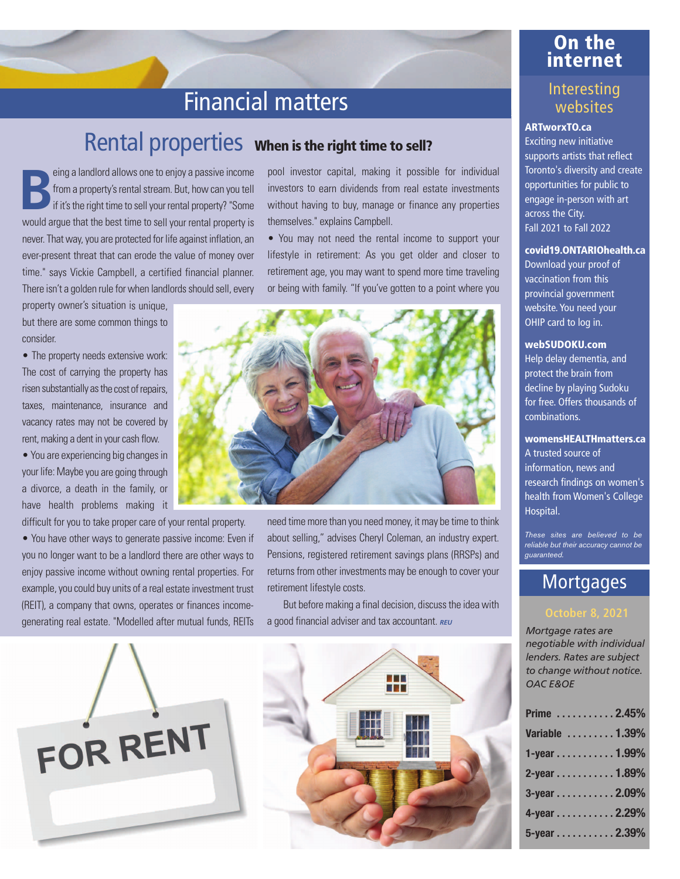# Financial matters

## Rental properties When is the right time to sell?

Being a landlord allows one to enjoy a passive income from a property's rental stream. But, how can you tell if it's the right time to sell your rental property? "Some would argue that the best time to sell your rental property is never. That way, you are protected for life against inflation, an ever-present threat that can erode the value of money over time." says Vickie Campbell, a certified financial planner. There isn't a golden rule for when landlords should sell, every property owner's situation is unique, but there are some common things to consider.

- The property needs extensive work: The cost of carrying the property has risen substantially as the cost of repairs, taxes, maintenance, insurance and vacancy rates may not be covered by rent, making a dent in your cash flow.
- You are experiencing big changes in your life: Maybe you are going through a divorce, a death in the family, or have health problems making it difficult for you to take proper care of your rental property.
- You have other ways to generate passive income: Even if you no longer want to be a landlord there are other ways to enjoy passive income without owning rental properties. For example, you could buy units of a real estate investment trust (REIT), a company that owns, operates or finances income-generating real estate. "Modelled after mutual funds, REITs pool investor capital, making it possible for individual investors to earn dividends from real estate investments without having to buy, manage or finance any properties themselves." explains Campbell.
- You may not need the rental income to support your lifestyle in retirement: As you get older and closer to retirement age, you may want to spend more time traveling or being with family. "If you've gotten to a point where you need time more than you need money, it may be time to think about selling," advises Cheryl Coleman, an industry expert. Pensions, registered retirement savings plans (RRSPs) and returns from other investments may be enough to cover your retirement lifestyle costs.

But before making a final decision, discuss the idea with a good financial adviser and tax accountant. *REU*

# On the internet

## Interesting websites

**ARTworxTO.ca**
Exciting new initiative supports artists that reflect Toronto's diversity and create opportunities for public to engage in-person with art across the City.
Fall 2021 to Fall 2022

**covid19.ONTARIOhealth.ca**
Download your proof of vaccination from this provincial government website. You need your OHIP card to log in.

**webSUDOKU.com**
Help delay dementia, and protect the brain from decline by playing Sudoku for free. Offers thousands of combinations.

**womensHEALTHmatters.ca**
A trusted source of information, news and research findings on women's health from Women's College Hospital.

*These sites are believed to be reliable but their accuracy cannot be guaranteed.*

# Mortgages

**October 8, 2021**

*Mortgage rates are negotiable with individual lenders. Rates are subject to change without notice. OAC E&OE*

| Term | Rate |
|---|---|
| Prime | 2.45% |
| Variable | 1.39% |
| 1-year | 1.99% |
| 2-year | 1.89% |
| 3-year | 2.09% |
| 4-year | 2.29% |
| 5-year | 2.39% |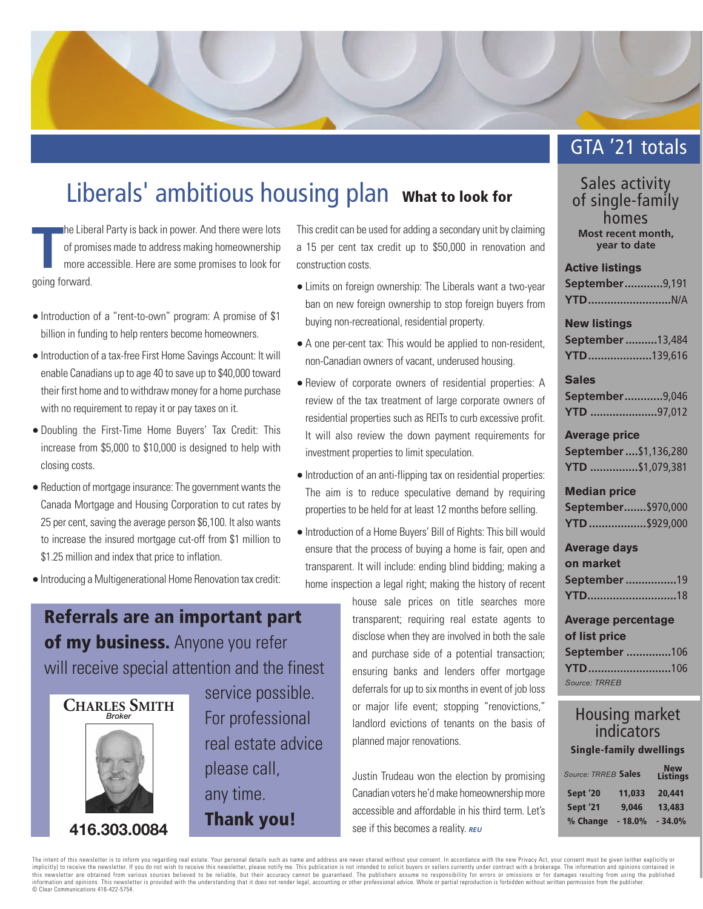# Liberals' ambitious housing plan **What to look for**

The Liberal Party is back in power. And there were lots of promises made to address making homeownership more accessible. Here are some promises to look for going forward.

- Introduction of a "rent-to-own" program: A promise of $1 billion in funding to help renters become homeowners.
- Introduction of a tax-free First Home Savings Account: It will enable Canadians up to age 40 to save up to $40,000 toward their first home and to withdraw money for a home purchase with no requirement to repay it or pay taxes on it.
- Doubling the First-Time Home Buyers' Tax Credit: This increase from $5,000 to $10,000 is designed to help with closing costs.
- Reduction of mortgage insurance: The government wants the Canada Mortgage and Housing Corporation to cut rates by 25 per cent, saving the average person $6,100. It also wants to increase the insured mortgage cut-off from $1 million to $1.25 million and index that price to inflation.
- Introducing a Multigenerational Home Renovation tax credit: This credit can be used for adding a secondary unit by claiming a 15 per cent tax credit up to $50,000 in renovation and construction costs.
- Limits on foreign ownership: The Liberals want a two-year ban on new foreign ownership to stop foreign buyers from buying non-recreational, residential property.
- A one per-cent tax: This would be applied to non-resident, non-Canadian owners of vacant, underused housing.
- Review of corporate owners of residential properties: A review of the tax treatment of large corporate owners of residential properties such as REITs to curb excessive profit. It will also review the down payment requirements for investment properties to limit speculation.
- Introduction of an anti-flipping tax on residential properties: The aim is to reduce speculative demand by requiring properties to be held for at least 12 months before selling.
- Introduction of a Home Buyers' Bill of Rights: This bill would ensure that the process of buying a home is fair, open and transparent. It will include: ending blind bidding; making a home inspection a legal right; making the history of recent house sale prices on title searches more transparent; requiring real estate agents to disclose when they are involved in both the sale and purchase side of a potential transaction; ensuring banks and lenders offer mortgage deferrals for up to six months in event of job loss or major life event; stopping "renovictions," landlord evictions of tenants on the basis of planned major renovations.

Justin Trudeau won the election by promising Canadian voters he'd make homeownership more accessible and affordable in his third term. Let's see if this becomes a reality. *REU*

**Referrals are an important part of my business.** Anyone you refer will receive special attention and the finest service possible. For professional real estate advice please call, any time. **Thank you!**

**CHARLES SMITH**
*Broker*

**416.303.0084**

## GTA '21 totals

### Sales activity of single-family homes

**Most recent month, year to date**

**Active listings**
September............9,191
YTD..........................N/A

**New listings**
September..........13,484
YTD....................139,616

**Sales**
September............9,046
YTD.....................97,012

**Average price**
September....$1,136,280
YTD...............$1,079,381

**Median price**
September.......$970,000
YTD..................$929,000

**Average days on market**
September................19
YTD...........................18

**Average percentage of list price**
September ..............106
YTD..........................106

*Source: TRREB*

### Housing market indicators

**Single-family dwellings**

| *Source: TRREB* | Sales | New Listings |
|---|---|---|
| Sept '20 | 11,033 | 20,441 |
| Sept '21 | 9,046 | 13,483 |
| % Change | - 18.0% | - 34.0% |

The intent of this newsletter is to inform you regarding real estate. Your personal details such as name and address are never shared without your consent. In accordance with the new Privacy Act, your consent must be given (either explicitly or implicitly) to receive the newsletter. If you do not wish to receive this newsletter, please notify me. This publication is not intended to solicit buyers or sellers currently under contract with a brokerage. The information and opinions contained in this newsletter are obtained from various sources believed to be reliable, but their accuracy cannot be guaranteed. The publishers assume no responsibility for errors or omissions or for damages resulting from using the published information and opinions. This newsletter is provided with the understanding that it does not render legal, accounting or other professional advice. Whole or partial reproduction is forbidden without written permission from the publisher.
© Clear Communications 416-422-5754.